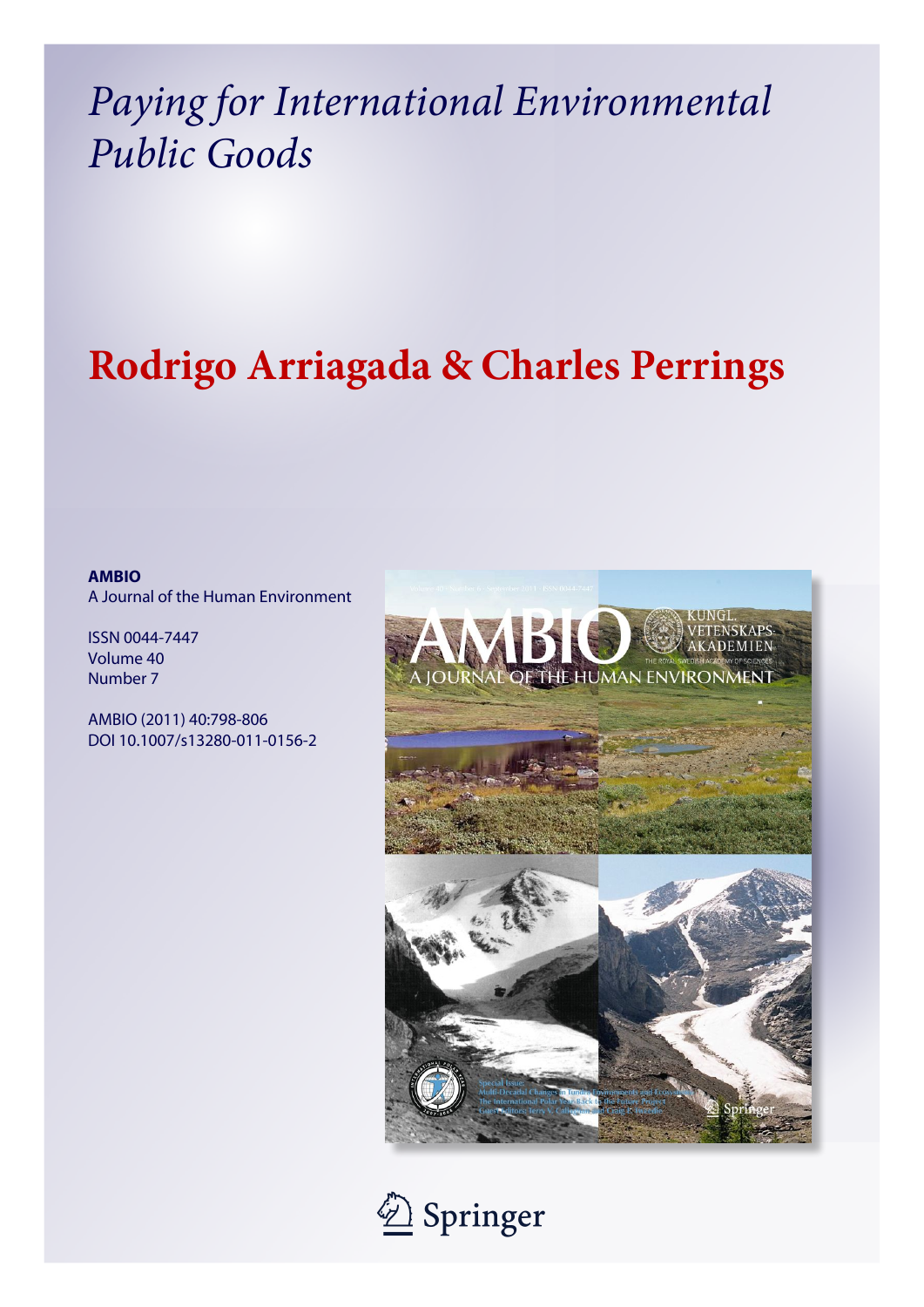# *Paying for International Environmental Public Goods*

## **Rodrigo Arriagada & Charles Perrings**

**AMBIO**
A Journal of the Human Environment

ISSN 0044-7447
Volume 40
Number 7

AMBIO (2011) 40:798-806
DOI 10.1007/s13280-011-0156-2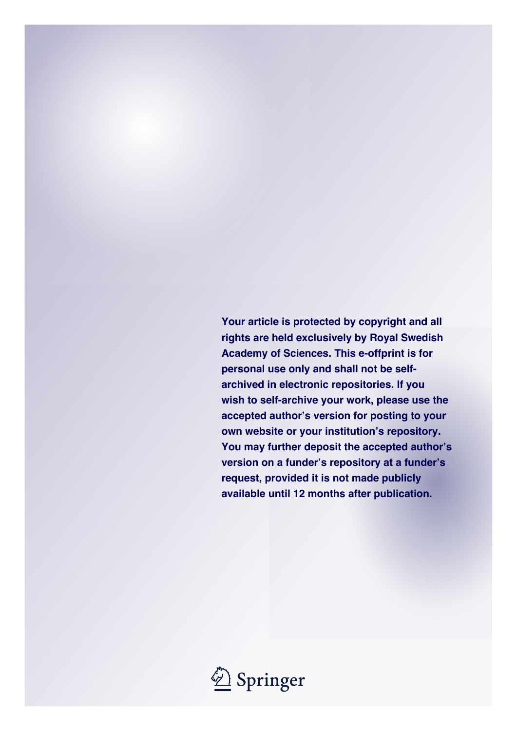Your article is protected by copyright and all rights are held exclusively by Royal Swedish Academy of Sciences. This e-offprint is for personal use only and shall not be self-archived in electronic repositories. If you wish to self-archive your work, please use the accepted author's version for posting to your own website or your institution's repository. You may further deposit the accepted author's version on a funder's repository at a funder's request, provided it is not made publicly available until 12 months after publication.

Springer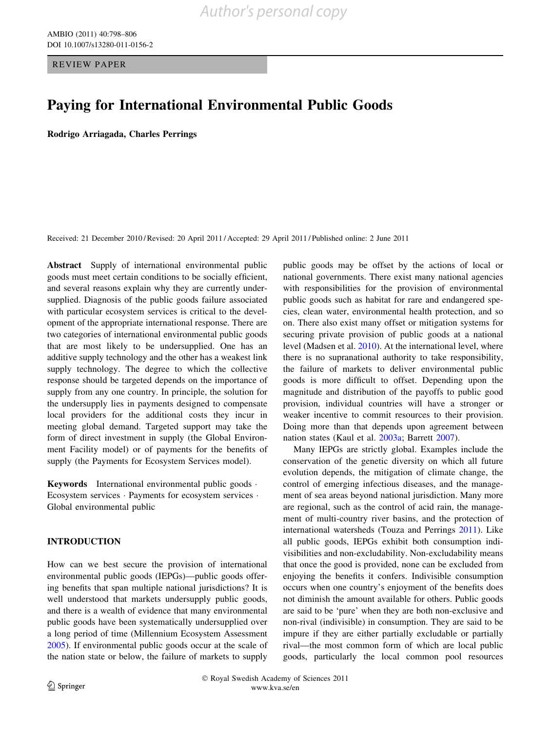Author's personal copy

REVIEW PAPER

# Paying for International Environmental Public Goods

**Rodrigo Arriagada, Charles Perrings**

Received: 21 December 2010 / Revised: 20 April 2011 / Accepted: 29 April 2011 / Published online: 2 June 2011

**Abstract** Supply of international environmental public goods must meet certain conditions to be socially efficient, and several reasons explain why they are currently undersupplied. Diagnosis of the public goods failure associated with particular ecosystem services is critical to the development of the appropriate international response. There are two categories of international environmental public goods that are most likely to be undersupplied. One has an additive supply technology and the other has a weakest link supply technology. The degree to which the collective response should be targeted depends on the importance of supply from any one country. In principle, the solution for the undersupply lies in payments designed to compensate local providers for the additional costs they incur in meeting global demand. Targeted support may take the form of direct investment in supply (the Global Environment Facility model) or of payments for the benefits of supply (the Payments for Ecosystem Services model).

**Keywords** International environmental public goods · Ecosystem services · Payments for ecosystem services · Global environmental public

## INTRODUCTION

How can we best secure the provision of international environmental public goods (IEPGs)—public goods offering benefits that span multiple national jurisdictions? It is well understood that markets undersupply public goods, and there is a wealth of evidence that many environmental public goods have been systematically undersupplied over a long period of time (Millennium Ecosystem Assessment 2005). If environmental public goods occur at the scale of the nation state or below, the failure of markets to supply public goods may be offset by the actions of local or national governments. There exist many national agencies with responsibilities for the provision of environmental public goods such as habitat for rare and endangered species, clean water, environmental health protection, and so on. There also exist many offset or mitigation systems for securing private provision of public goods at a national level (Madsen et al. 2010). At the international level, where there is no supranational authority to take responsibility, the failure of markets to deliver environmental public goods is more difficult to offset. Depending upon the magnitude and distribution of the payoffs to public good provision, individual countries will have a stronger or weaker incentive to commit resources to their provision. Doing more than that depends upon agreement between nation states (Kaul et al. 2003a; Barrett 2007).

Many IEPGs are strictly global. Examples include the conservation of the genetic diversity on which all future evolution depends, the mitigation of climate change, the control of emerging infectious diseases, and the management of sea areas beyond national jurisdiction. Many more are regional, such as the control of acid rain, the management of multi-country river basins, and the protection of international watersheds (Touza and Perrings 2011). Like all public goods, IEPGs exhibit both consumption indivisibilities and non-excludability. Non-excludability means that once the good is provided, none can be excluded from enjoying the benefits it confers. Indivisible consumption occurs when one country's enjoyment of the benefits does not diminish the amount available for others. Public goods are said to be 'pure' when they are both non-exclusive and non-rival (indivisible) in consumption. They are said to be impure if they are either partially excludable or partially rival—the most common form of which are local public goods, particularly the local common pool resources

© Royal Swedish Academy of Sciences 2011
www.kva.se/en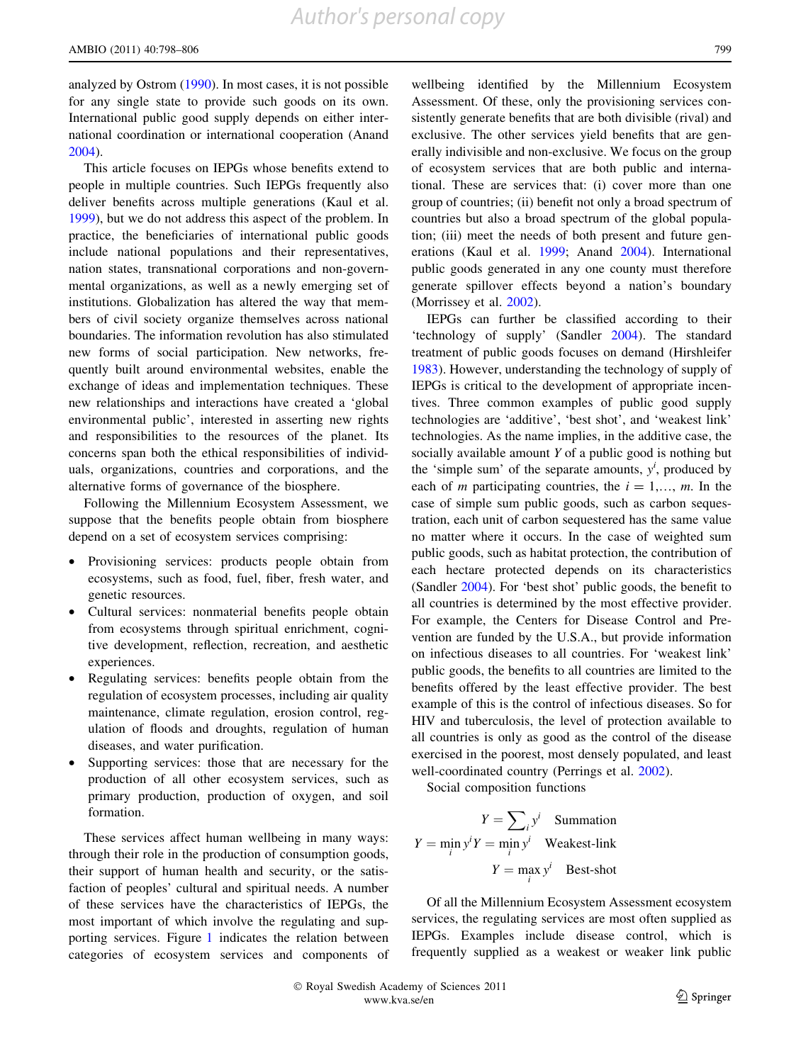analyzed by Ostrom (1990). In most cases, it is not possible for any single state to provide such goods on its own. International public good supply depends on either international coordination or international cooperation (Anand 2004).

This article focuses on IEPGs whose benefits extend to people in multiple countries. Such IEPGs frequently also deliver benefits across multiple generations (Kaul et al. 1999), but we do not address this aspect of the problem. In practice, the beneficiaries of international public goods include national populations and their representatives, nation states, transnational corporations and non-governmental organizations, as well as a newly emerging set of institutions. Globalization has altered the way that members of civil society organize themselves across national boundaries. The information revolution has also stimulated new forms of social participation. New networks, frequently built around environmental websites, enable the exchange of ideas and implementation techniques. These new relationships and interactions have created a 'global environmental public', interested in asserting new rights and responsibilities to the resources of the planet. Its concerns span both the ethical responsibilities of individuals, organizations, countries and corporations, and the alternative forms of governance of the biosphere.

Following the Millennium Ecosystem Assessment, we suppose that the benefits people obtain from biosphere depend on a set of ecosystem services comprising:

- Provisioning services: products people obtain from ecosystems, such as food, fuel, fiber, fresh water, and genetic resources.
- Cultural services: nonmaterial benefits people obtain from ecosystems through spiritual enrichment, cognitive development, reflection, recreation, and aesthetic experiences.
- Regulating services: benefits people obtain from the regulation of ecosystem processes, including air quality maintenance, climate regulation, erosion control, regulation of floods and droughts, regulation of human diseases, and water purification.
- Supporting services: those that are necessary for the production of all other ecosystem services, such as primary production, production of oxygen, and soil formation.

These services affect human wellbeing in many ways: through their role in the production of consumption goods, their support of human health and security, or the satisfaction of peoples' cultural and spiritual needs. A number of these services have the characteristics of IEPGs, the most important of which involve the regulating and supporting services. Figure 1 indicates the relation between categories of ecosystem services and components of wellbeing identified by the Millennium Ecosystem Assessment. Of these, only the provisioning services consistently generate benefits that are both divisible (rival) and exclusive. The other services yield benefits that are generally indivisible and non-exclusive. We focus on the group of ecosystem services that are both public and international. These are services that: (i) cover more than one group of countries; (ii) benefit not only a broad spectrum of countries but also a broad spectrum of the global population; (iii) meet the needs of both present and future generations (Kaul et al. 1999; Anand 2004). International public goods generated in any one county must therefore generate spillover effects beyond a nation's boundary (Morrissey et al. 2002).

IEPGs can further be classified according to their 'technology of supply' (Sandler 2004). The standard treatment of public goods focuses on demand (Hirshleifer 1983). However, understanding the technology of supply of IEPGs is critical to the development of appropriate incentives. Three common examples of public good supply technologies are 'additive', 'best shot', and 'weakest link' technologies. As the name implies, in the additive case, the socially available amount $Y$ of a public good is nothing but the 'simple sum' of the separate amounts, $y^i$, produced by each of $m$ participating countries, the $i = 1,\ldots, m$. In the case of simple sum public goods, such as carbon sequestration, each unit of carbon sequestered has the same value no matter where it occurs. In the case of weighted sum public goods, such as habitat protection, the contribution of each hectare protected depends on its characteristics (Sandler 2004). For 'best shot' public goods, the benefit to all countries is determined by the most effective provider. For example, the Centers for Disease Control and Prevention are funded by the U.S.A., but provide information on infectious diseases to all countries. For 'weakest link' public goods, the benefits to all countries are limited to the benefits offered by the least effective provider. The best example of this is the control of infectious diseases. So for HIV and tuberculosis, the level of protection available to all countries is only as good as the control of the disease exercised in the poorest, most densely populated, and least well-coordinated country (Perrings et al. 2002).

Social composition functions

$$Y = \sum_i y^i \quad \text{Summation}$$

$$Y = \min_i y^i Y = \min_i y^i \quad \text{Weakest-link}$$

$$Y = \max_i y^i \quad \text{Best-shot}$$

Of all the Millennium Ecosystem Assessment ecosystem services, the regulating services are most often supplied as IEPGs. Examples include disease control, which is frequently supplied as a weakest or weaker link public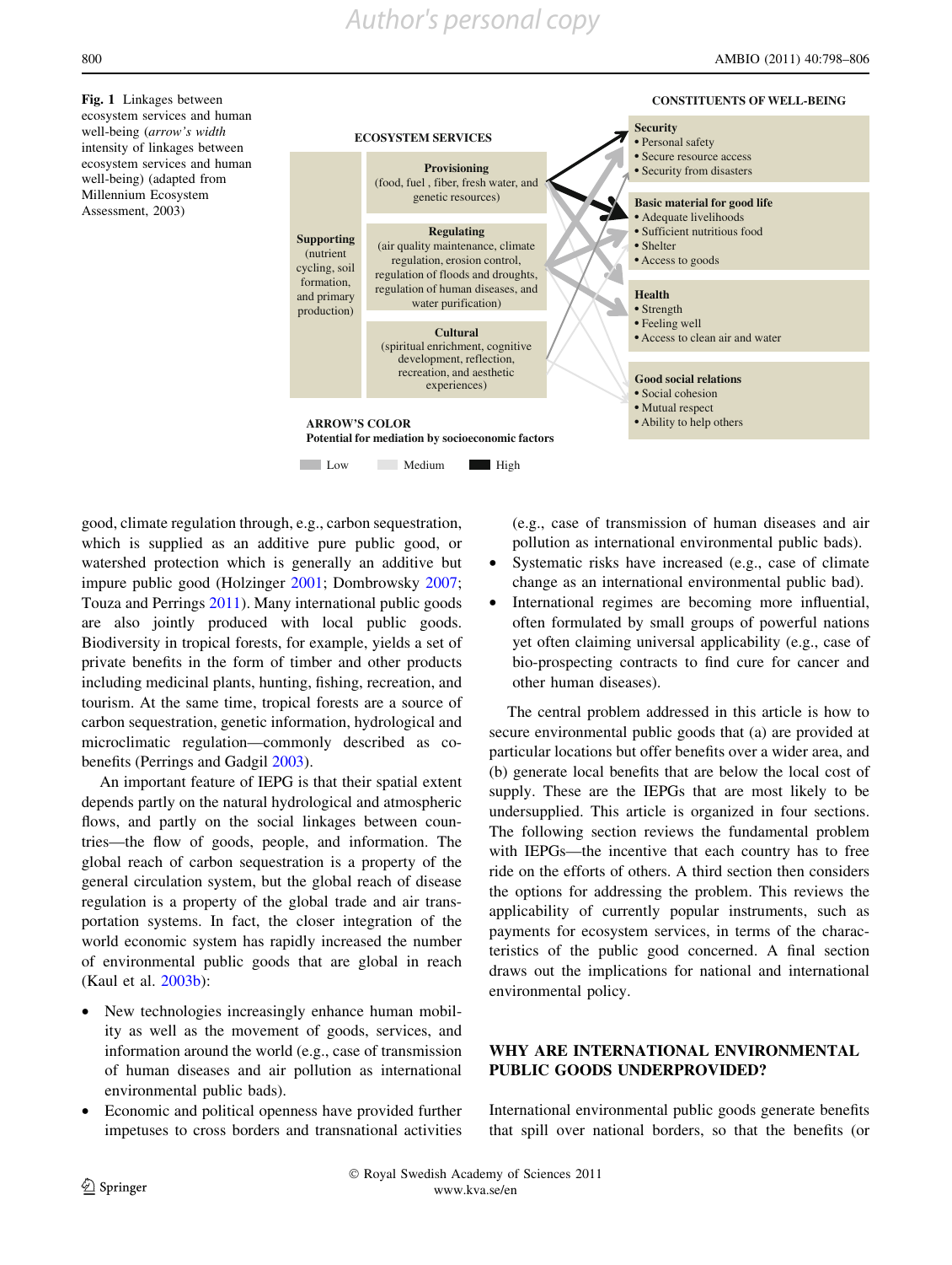**Fig. 1** Linkages between ecosystem services and human well-being (*arrow's width* intensity of linkages between ecosystem services and human well-being) (adapted from Millennium Ecosystem Assessment, 2003)

ECOSYSTEM SERVICES

**Supporting** (nutrient cycling, soil formation, and primary production)

**Provisioning** (food, fuel, fiber, fresh water, and genetic resources)

**Regulating** (air quality maintenance, climate regulation, erosion control, regulation of floods and droughts, regulation of human diseases, and water purification)

**Cultural** (spiritual enrichment, cognitive development, reflection, recreation, and aesthetic experiences)

CONSTITUENTS OF WELL-BEING

**Security**
- Personal safety
- Secure resource access
- Security from disasters

**Basic material for good life**
- Adequate livelihoods
- Sufficient nutritious food
- Shelter
- Access to goods

**Health**
- Strength
- Feeling well
- Access to clean air and water

**Good social relations**
- Social cohesion
- Mutual respect
- Ability to help others

ARROW'S COLOR
Potential for mediation by socioeconomic factors

Low | Medium | High

good, climate regulation through, e.g., carbon sequestration, which is supplied as an additive pure public good, or watershed protection which is generally an additive but impure public good (Holzinger 2001; Dombrowsky 2007; Touza and Perrings 2011). Many international public goods are also jointly produced with local public goods. Biodiversity in tropical forests, for example, yields a set of private benefits in the form of timber and other products including medicinal plants, hunting, fishing, recreation, and tourism. At the same time, tropical forests are a source of carbon sequestration, genetic information, hydrological and microclimatic regulation—commonly described as co-benefits (Perrings and Gadgil 2003).

An important feature of IEPG is that their spatial extent depends partly on the natural hydrological and atmospheric flows, and partly on the social linkages between countries—the flow of goods, people, and information. The global reach of carbon sequestration is a property of the general circulation system, but the global reach of disease regulation is a property of the global trade and air transportation systems. In fact, the closer integration of the world economic system has rapidly increased the number of environmental public goods that are global in reach (Kaul et al. 2003b):

- New technologies increasingly enhance human mobility as well as the movement of goods, services, and information around the world (e.g., case of transmission of human diseases and air pollution as international environmental public bads).
- Economic and political openness have provided further impetuses to cross borders and transnational activities (e.g., case of transmission of human diseases and air pollution as international environmental public bads).
- Systematic risks have increased (e.g., case of climate change as an international environmental public bad).
- International regimes are becoming more influential, often formulated by small groups of powerful nations yet often claiming universal applicability (e.g., case of bio-prospecting contracts to find cure for cancer and other human diseases).

The central problem addressed in this article is how to secure environmental public goods that (a) are provided at particular locations but offer benefits over a wider area, and (b) generate local benefits that are below the local cost of supply. These are the IEPGs that are most likely to be undersupplied. This article is organized in four sections. The following section reviews the fundamental problem with IEPGs—the incentive that each country has to free ride on the efforts of others. A third section then considers the options for addressing the problem. This reviews the applicability of currently popular instruments, such as payments for ecosystem services, in terms of the characteristics of the public good concerned. A final section draws out the implications for national and international environmental policy.

## WHY ARE INTERNATIONAL ENVIRONMENTAL PUBLIC GOODS UNDERPROVIDED?

International environmental public goods generate benefits that spill over national borders, so that the benefits (or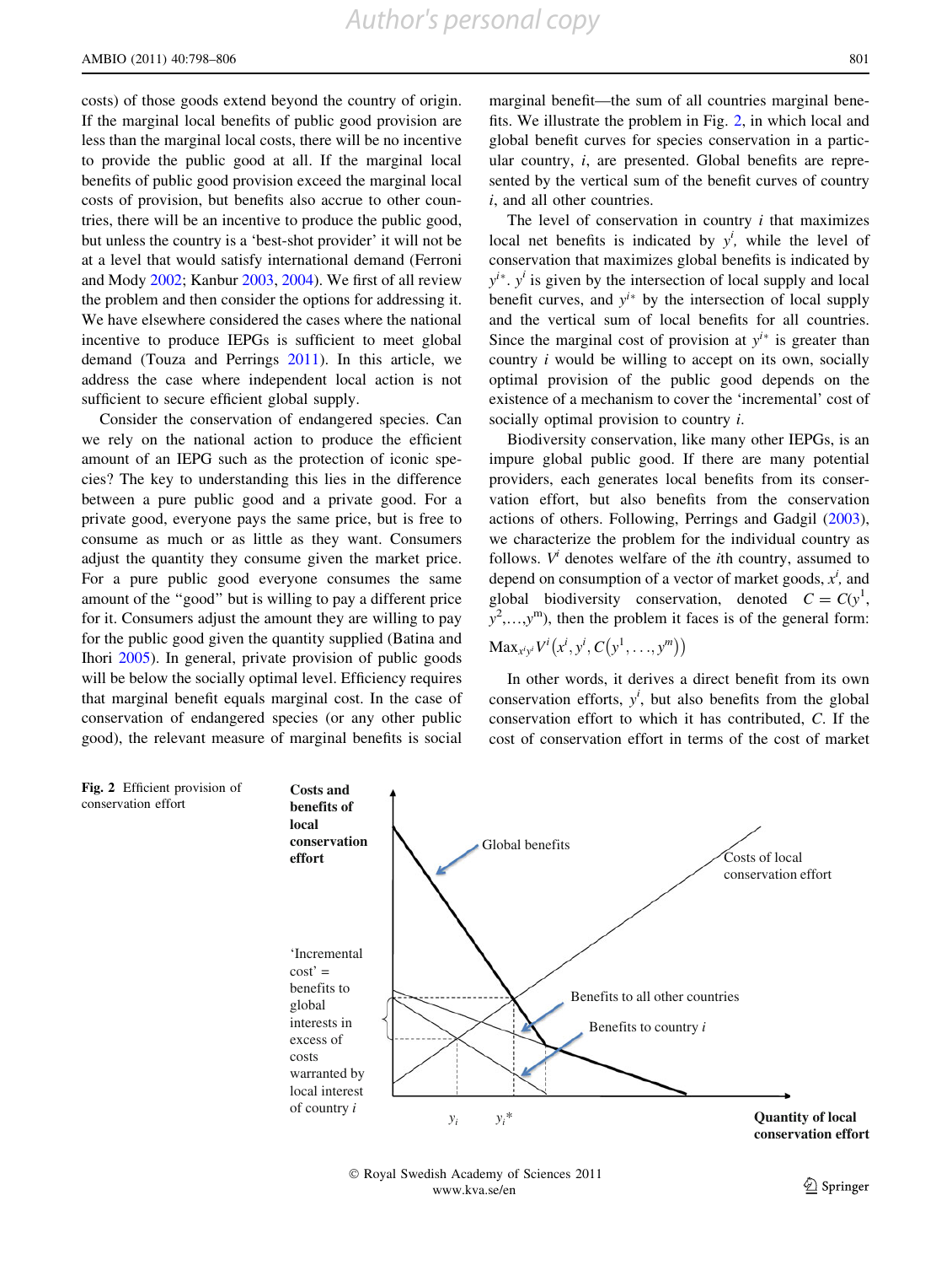costs) of those goods extend beyond the country of origin. If the marginal local benefits of public good provision are less than the marginal local costs, there will be no incentive to provide the public good at all. If the marginal local benefits of public good provision exceed the marginal local costs of provision, but benefits also accrue to other countries, there will be an incentive to produce the public good, but unless the country is a 'best-shot provider' it will not be at a level that would satisfy international demand (Ferroni and Mody 2002; Kanbur 2003, 2004). We first of all review the problem and then consider the options for addressing it. We have elsewhere considered the cases where the national incentive to produce IEPGs is sufficient to meet global demand (Touza and Perrings 2011). In this article, we address the case where independent local action is not sufficient to secure efficient global supply.

Consider the conservation of endangered species. Can we rely on the national action to produce the efficient amount of an IEPG such as the protection of iconic species? The key to understanding this lies in the difference between a pure public good and a private good. For a private good, everyone pays the same price, but is free to consume as much or as little as they want. Consumers adjust the quantity they consume given the market price. For a pure public good everyone consumes the same amount of the "good" but is willing to pay a different price for it. Consumers adjust the amount they are willing to pay for the public good given the quantity supplied (Batina and Ihori 2005). In general, private provision of public goods will be below the socially optimal level. Efficiency requires that marginal benefit equals marginal cost. In the case of conservation of endangered species (or any other public good), the relevant measure of marginal benefits is social marginal benefit—the sum of all countries marginal benefits. We illustrate the problem in Fig. 2, in which local and global benefit curves for species conservation in a particular country, $i$, are presented. Global benefits are represented by the vertical sum of the benefit curves of country $i$, and all other countries.

The level of conservation in country $i$ that maximizes local net benefits is indicated by $y^i$, while the level of conservation that maximizes global benefits is indicated by $y^{i*}$. $y^i$ is given by the intersection of local supply and local benefit curves, and $y^{i*}$ by the intersection of local supply and the vertical sum of local benefits for all countries. Since the marginal cost of provision at $y^{i*}$ is greater than country $i$ would be willing to accept on its own, socially optimal provision of the public good depends on the existence of a mechanism to cover the 'incremental' cost of socially optimal provision to country $i$.

Biodiversity conservation, like many other IEPGs, is an impure global public good. If there are many potential providers, each generates local benefits from its conservation effort, but also benefits from the conservation actions of others. Following, Perrings and Gadgil (2003), we characterize the problem for the individual country as follows. $V^i$ denotes welfare of the $i$th country, assumed to depend on consumption of a vector of market goods, $x^i$, and global biodiversity conservation, denoted $C = C(y^1, y^2,\ldots,y^m)$, then the problem it faces is of the general form:

$$\text{Max}_{x^i y^i} V^i\left(x^i, y^i, C\left(y^1, \ldots, y^m\right)\right)$$

In other words, it derives a direct benefit from its own conservation efforts, $y^i$, but also benefits from the global conservation effort to which it has contributed, $C$. If the cost of conservation effort in terms of the cost of market

**Fig. 2** Efficient provision of conservation effort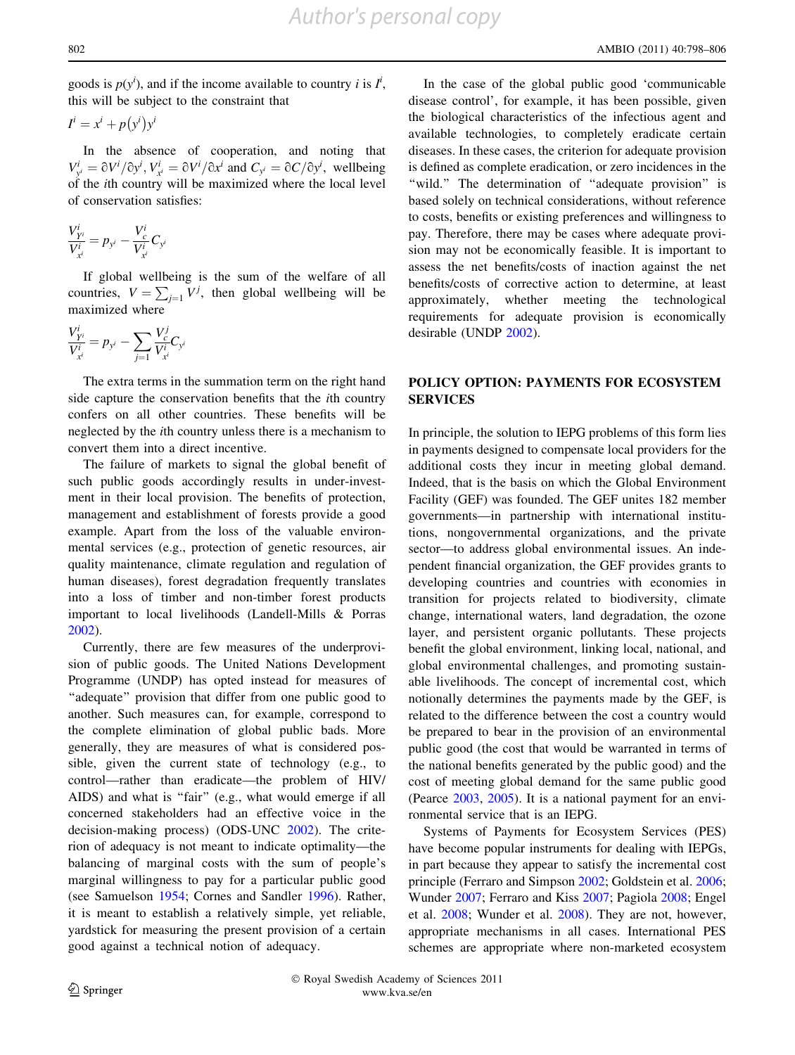goods is $p(y^i)$, and if the income available to country $i$ is $I^i$, this will be subject to the constraint that

$$I^i = x^i + p(y^i)y^i$$

In the absence of cooperation, and noting that $V^i_{y^i} = \partial V^i / \partial y^i, V^i_{x^i} = \partial V^i / \partial x^i$ and $C_{y^i} = \partial C / \partial y^i$, wellbeing of the $i$th country will be maximized where the local level of conservation satisfies:

$$\frac{V^i_{Y^i}}{V^i_{x^i}} = p_{y^i} - \frac{V^i_c}{V^i_{x^i}} C_{y^i}$$

If global wellbeing is the sum of the welfare of all countries, $V = \sum_{j=1} V^j$, then global wellbeing will be maximized where

$$\frac{V^i_{Y^i}}{V^i_{x^i}} = p_{y^i} - \sum_{j=1} \frac{V^j_c}{V^i_{x^i}} C_{y^i}$$

The extra terms in the summation term on the right hand side capture the conservation benefits that the $i$th country confers on all other countries. These benefits will be neglected by the $i$th country unless there is a mechanism to convert them into a direct incentive.

The failure of markets to signal the global benefit of such public goods accordingly results in under-investment in their local provision. The benefits of protection, management and establishment of forests provide a good example. Apart from the loss of the valuable environmental services (e.g., protection of genetic resources, air quality maintenance, climate regulation and regulation of human diseases), forest degradation frequently translates into a loss of timber and non-timber forest products important to local livelihoods (Landell-Mills & Porras 2002).

Currently, there are few measures of the underprovision of public goods. The United Nations Development Programme (UNDP) has opted instead for measures of "adequate" provision that differ from one public good to another. Such measures can, for example, correspond to the complete elimination of global public bads. More generally, they are measures of what is considered possible, given the current state of technology (e.g., to control—rather than eradicate—the problem of HIV/AIDS) and what is "fair" (e.g., what would emerge if all concerned stakeholders had an effective voice in the decision-making process) (ODS-UNC 2002). The criterion of adequacy is not meant to indicate optimality—the balancing of marginal costs with the sum of people's marginal willingness to pay for a particular public good (see Samuelson 1954; Cornes and Sandler 1996). Rather, it is meant to establish a relatively simple, yet reliable, yardstick for measuring the present provision of a certain good against a technical notion of adequacy.

In the case of the global public good 'communicable disease control', for example, it has been possible, given the biological characteristics of the infectious agent and available technologies, to completely eradicate certain diseases. In these cases, the criterion for adequate provision is defined as complete eradication, or zero incidences in the "wild." The determination of "adequate provision" is based solely on technical considerations, without reference to costs, benefits or existing preferences and willingness to pay. Therefore, there may be cases where adequate provision may not be economically feasible. It is important to assess the net benefits/costs of inaction against the net benefits/costs of corrective action to determine, at least approximately, whether meeting the technological requirements for adequate provision is economically desirable (UNDP 2002).

## POLICY OPTION: PAYMENTS FOR ECOSYSTEM SERVICES

In principle, the solution to IEPG problems of this form lies in payments designed to compensate local providers for the additional costs they incur in meeting global demand. Indeed, that is the basis on which the Global Environment Facility (GEF) was founded. The GEF unites 182 member governments—in partnership with international institutions, nongovernmental organizations, and the private sector—to address global environmental issues. An independent financial organization, the GEF provides grants to developing countries and countries with economies in transition for projects related to biodiversity, climate change, international waters, land degradation, the ozone layer, and persistent organic pollutants. These projects benefit the global environment, linking local, national, and global environmental challenges, and promoting sustainable livelihoods. The concept of incremental cost, which notionally determines the payments made by the GEF, is related to the difference between the cost a country would be prepared to bear in the provision of an environmental public good (the cost that would be warranted in terms of the national benefits generated by the public good) and the cost of meeting global demand for the same public good (Pearce 2003, 2005). It is a national payment for an environmental service that is an IEPG.

Systems of Payments for Ecosystem Services (PES) have become popular instruments for dealing with IEPGs, in part because they appear to satisfy the incremental cost principle (Ferraro and Simpson 2002; Goldstein et al. 2006; Wunder 2007; Ferraro and Kiss 2007; Pagiola 2008; Engel et al. 2008; Wunder et al. 2008). They are not, however, appropriate mechanisms in all cases. International PES schemes are appropriate where non-marketed ecosystem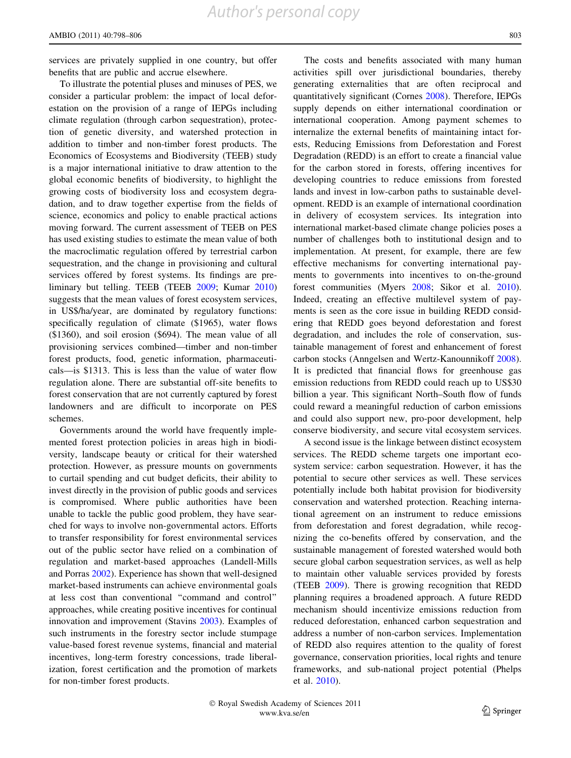services are privately supplied in one country, but offer benefits that are public and accrue elsewhere.

To illustrate the potential pluses and minuses of PES, we consider a particular problem: the impact of local deforestation on the provision of a range of IEPGs including climate regulation (through carbon sequestration), protection of genetic diversity, and watershed protection in addition to timber and non-timber forest products. The Economics of Ecosystems and Biodiversity (TEEB) study is a major international initiative to draw attention to the global economic benefits of biodiversity, to highlight the growing costs of biodiversity loss and ecosystem degradation, and to draw together expertise from the fields of science, economics and policy to enable practical actions moving forward. The current assessment of TEEB on PES has used existing studies to estimate the mean value of both the macroclimatic regulation offered by terrestrial carbon sequestration, and the change in provisioning and cultural services offered by forest systems. Its findings are preliminary but telling. TEEB (TEEB 2009; Kumar 2010) suggests that the mean values of forest ecosystem services, in US$/ha/year, are dominated by regulatory functions: specifically regulation of climate ($1965), water flows ($1360), and soil erosion ($694). The mean value of all provisioning services combined—timber and non-timber forest products, food, genetic information, pharmaceuticals—is $1313. This is less than the value of water flow regulation alone. There are substantial off-site benefits to forest conservation that are not currently captured by forest landowners and are difficult to incorporate on PES schemes.

Governments around the world have frequently implemented forest protection policies in areas high in biodiversity, landscape beauty or critical for their watershed protection. However, as pressure mounts on governments to curtail spending and cut budget deficits, their ability to invest directly in the provision of public goods and services is compromised. Where public authorities have been unable to tackle the public good problem, they have searched for ways to involve non-governmental actors. Efforts to transfer responsibility for forest environmental services out of the public sector have relied on a combination of regulation and market-based approaches (Landell-Mills and Porras 2002). Experience has shown that well-designed market-based instruments can achieve environmental goals at less cost than conventional "command and control" approaches, while creating positive incentives for continual innovation and improvement (Stavins 2003). Examples of such instruments in the forestry sector include stumpage value-based forest revenue systems, financial and material incentives, long-term forestry concessions, trade liberalization, forest certification and the promotion of markets for non-timber forest products.

The costs and benefits associated with many human activities spill over jurisdictional boundaries, thereby generating externalities that are often reciprocal and quantitatively significant (Cornes 2008). Therefore, IEPGs supply depends on either international coordination or international cooperation. Among payment schemes to internalize the external benefits of maintaining intact forests, Reducing Emissions from Deforestation and Forest Degradation (REDD) is an effort to create a financial value for the carbon stored in forests, offering incentives for developing countries to reduce emissions from forested lands and invest in low-carbon paths to sustainable development. REDD is an example of international coordination in delivery of ecosystem services. Its integration into international market-based climate change policies poses a number of challenges both to institutional design and to implementation. At present, for example, there are few effective mechanisms for converting international payments to governments into incentives to on-the-ground forest communities (Myers 2008; Sikor et al. 2010). Indeed, creating an effective multilevel system of payments is seen as the core issue in building REDD considering that REDD goes beyond deforestation and forest degradation, and includes the role of conservation, sustainable management of forest and enhancement of forest carbon stocks (Anngelsen and Wertz-Kanounnikoff 2008). It is predicted that financial flows for greenhouse gas emission reductions from REDD could reach up to US$30 billion a year. This significant North–South flow of funds could reward a meaningful reduction of carbon emissions and could also support new, pro-poor development, help conserve biodiversity, and secure vital ecosystem services.

A second issue is the linkage between distinct ecosystem services. The REDD scheme targets one important ecosystem service: carbon sequestration. However, it has the potential to secure other services as well. These services potentially include both habitat provision for biodiversity conservation and watershed protection. Reaching international agreement on an instrument to reduce emissions from deforestation and forest degradation, while recognizing the co-benefits offered by conservation, and the sustainable management of forested watershed would both secure global carbon sequestration services, as well as help to maintain other valuable services provided by forests (TEEB 2009). There is growing recognition that REDD planning requires a broadened approach. A future REDD mechanism should incentivize emissions reduction from reduced deforestation, enhanced carbon sequestration and address a number of non-carbon services. Implementation of REDD also requires attention to the quality of forest governance, conservation priorities, local rights and tenure frameworks, and sub-national project potential (Phelps et al. 2010).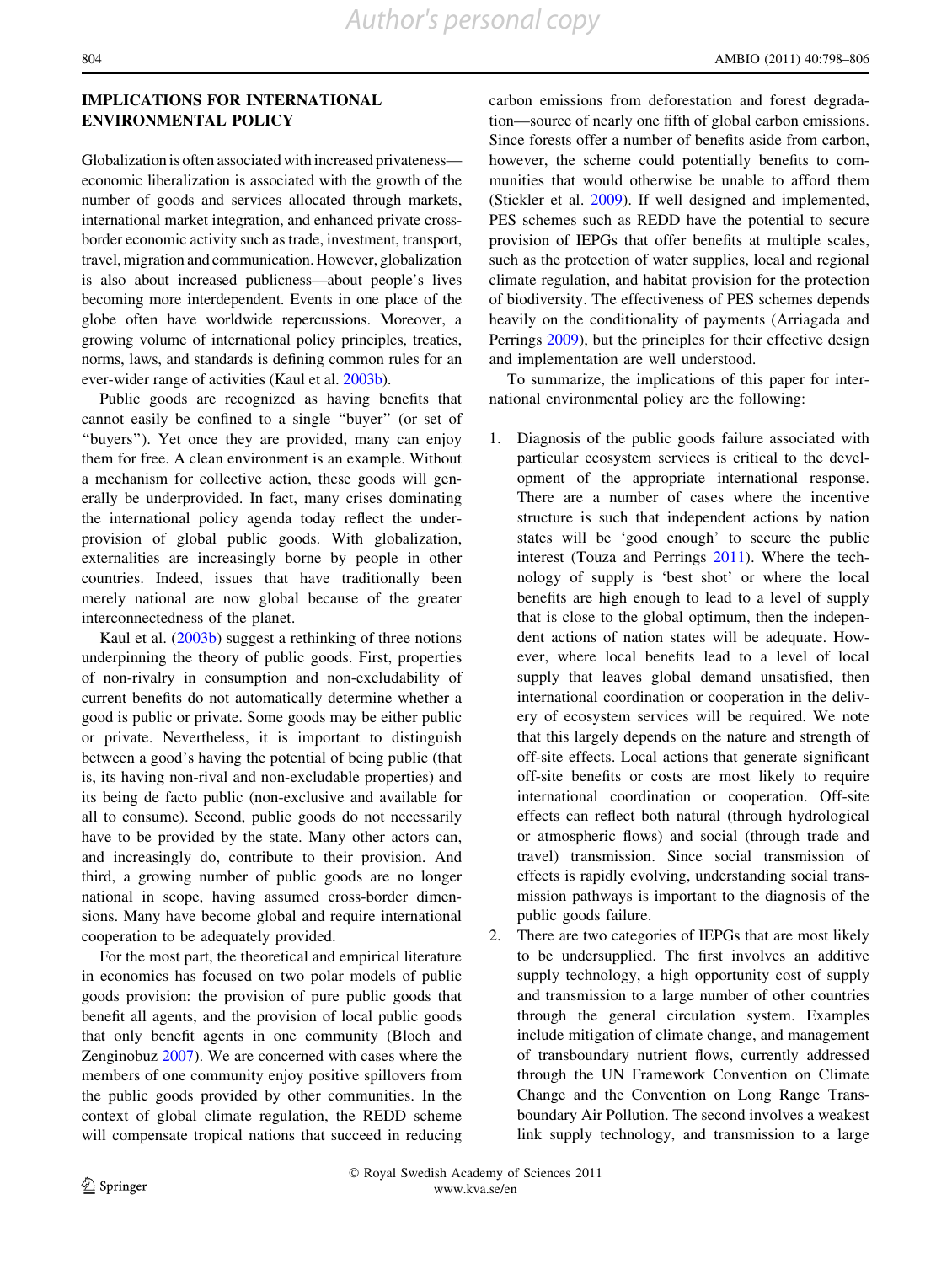## IMPLICATIONS FOR INTERNATIONAL ENVIRONMENTAL POLICY

Globalization is often associated with increased privateness—economic liberalization is associated with the growth of the number of goods and services allocated through markets, international market integration, and enhanced private cross-border economic activity such as trade, investment, transport, travel, migration and communication. However, globalization is also about increased publicness—about people's lives becoming more interdependent. Events in one place of the globe often have worldwide repercussions. Moreover, a growing volume of international policy principles, treaties, norms, laws, and standards is defining common rules for an ever-wider range of activities (Kaul et al. 2003b).

Public goods are recognized as having benefits that cannot easily be confined to a single "buyer" (or set of "buyers"). Yet once they are provided, many can enjoy them for free. A clean environment is an example. Without a mechanism for collective action, these goods will generally be underprovided. In fact, many crises dominating the international policy agenda today reflect the under-provision of global public goods. With globalization, externalities are increasingly borne by people in other countries. Indeed, issues that have traditionally been merely national are now global because of the greater interconnectedness of the planet.

Kaul et al. (2003b) suggest a rethinking of three notions underpinning the theory of public goods. First, properties of non-rivalry in consumption and non-excludability of current benefits do not automatically determine whether a good is public or private. Some goods may be either public or private. Nevertheless, it is important to distinguish between a good's having the potential of being public (that is, its having non-rival and non-excludable properties) and its being de facto public (non-exclusive and available for all to consume). Second, public goods do not necessarily have to be provided by the state. Many other actors can, and increasingly do, contribute to their provision. And third, a growing number of public goods are no longer national in scope, having assumed cross-border dimensions. Many have become global and require international cooperation to be adequately provided.

For the most part, the theoretical and empirical literature in economics has focused on two polar models of public goods provision: the provision of pure public goods that benefit all agents, and the provision of local public goods that only benefit agents in one community (Bloch and Zenginobuz 2007). We are concerned with cases where the members of one community enjoy positive spillovers from the public goods provided by other communities. In the context of global climate regulation, the REDD scheme will compensate tropical nations that succeed in reducing carbon emissions from deforestation and forest degradation—source of nearly one fifth of global carbon emissions. Since forests offer a number of benefits aside from carbon, however, the scheme could potentially benefits to communities that would otherwise be unable to afford them (Stickler et al. 2009). If well designed and implemented, PES schemes such as REDD have the potential to secure provision of IEPGs that offer benefits at multiple scales, such as the protection of water supplies, local and regional climate regulation, and habitat provision for the protection of biodiversity. The effectiveness of PES schemes depends heavily on the conditionality of payments (Arriagada and Perrings 2009), but the principles for their effective design and implementation are well understood.

To summarize, the implications of this paper for international environmental policy are the following:

1. Diagnosis of the public goods failure associated with particular ecosystem services is critical to the development of the appropriate international response. There are a number of cases where the incentive structure is such that independent actions by nation states will be 'good enough' to secure the public interest (Touza and Perrings 2011). Where the technology of supply is 'best shot' or where the local benefits are high enough to lead to a level of supply that is close to the global optimum, then the independent actions of nation states will be adequate. However, where local benefits lead to a level of local supply that leaves global demand unsatisfied, then international coordination or cooperation in the delivery of ecosystem services will be required. We note that this largely depends on the nature and strength of off-site effects. Local actions that generate significant off-site benefits or costs are most likely to require international coordination or cooperation. Off-site effects can reflect both natural (through hydrological or atmospheric flows) and social (through trade and travel) transmission. Since social transmission of effects is rapidly evolving, understanding social transmission pathways is important to the diagnosis of the public goods failure.
2. There are two categories of IEPGs that are most likely to be undersupplied. The first involves an additive supply technology, a high opportunity cost of supply and transmission to a large number of other countries through the general circulation system. Examples include mitigation of climate change, and management of transboundary nutrient flows, currently addressed through the UN Framework Convention on Climate Change and the Convention on Long Range Transboundary Air Pollution. The second involves a weakest link supply technology, and transmission to a large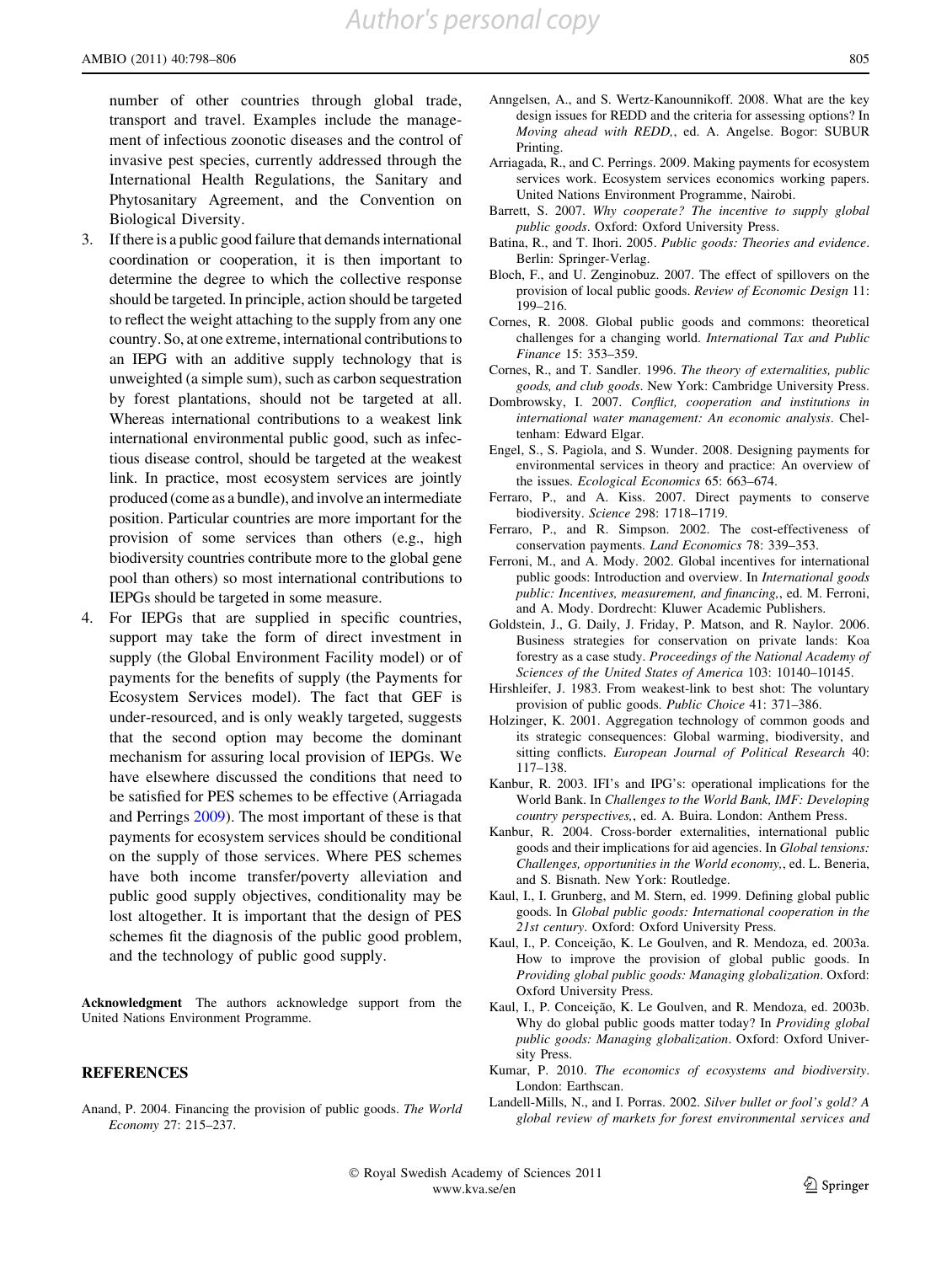number of other countries through global trade, transport and travel. Examples include the management of infectious zoonotic diseases and the control of invasive pest species, currently addressed through the International Health Regulations, the Sanitary and Phytosanitary Agreement, and the Convention on Biological Diversity.

3. If there is a public good failure that demands international coordination or cooperation, it is then important to determine the degree to which the collective response should be targeted. In principle, action should be targeted to reflect the weight attaching to the supply from any one country. So, at one extreme, international contributions to an IEPG with an additive supply technology that is unweighted (a simple sum), such as carbon sequestration by forest plantations, should not be targeted at all. Whereas international contributions to a weakest link international environmental public good, such as infectious disease control, should be targeted at the weakest link. In practice, most ecosystem services are jointly produced (come as a bundle), and involve an intermediate position. Particular countries are more important for the provision of some services than others (e.g., high biodiversity countries contribute more to the global gene pool than others) so most international contributions to IEPGs should be targeted in some measure.
4. For IEPGs that are supplied in specific countries, support may take the form of direct investment in supply (the Global Environment Facility model) or of payments for the benefits of supply (the Payments for Ecosystem Services model). The fact that GEF is under-resourced, and is only weakly targeted, suggests that the second option may become the dominant mechanism for assuring local provision of IEPGs. We have elsewhere discussed the conditions that need to be satisfied for PES schemes to be effective (Arriagada and Perrings 2009). The most important of these is that payments for ecosystem services should be conditional on the supply of those services. Where PES schemes have both income transfer/poverty alleviation and public good supply objectives, conditionality may be lost altogether. It is important that the design of PES schemes fit the diagnosis of the public good problem, and the technology of public good supply.

**Acknowledgment** The authors acknowledge support from the United Nations Environment Programme.

## REFERENCES

Anand, P. 2004. Financing the provision of public goods. *The World Economy* 27: 215–237.

Anngelsen, A., and S. Wertz-Kanounnikoff. 2008. What are the key design issues for REDD and the criteria for assessing options? In *Moving ahead with REDD,*, ed. A. Angelse. Bogor: SUBUR Printing.

Arriagada, R., and C. Perrings. 2009. Making payments for ecosystem services work. Ecosystem services economics working papers. United Nations Environment Programme, Nairobi.

Barrett, S. 2007. *Why cooperate? The incentive to supply global public goods*. Oxford: Oxford University Press.

Batina, R., and T. Ihori. 2005. *Public goods: Theories and evidence*. Berlin: Springer-Verlag.

Bloch, F., and U. Zenginobuz. 2007. The effect of spillovers on the provision of local public goods. *Review of Economic Design* 11: 199–216.

Cornes, R. 2008. Global public goods and commons: theoretical challenges for a changing world. *International Tax and Public Finance* 15: 353–359.

Cornes, R., and T. Sandler. 1996. *The theory of externalities, public goods, and club goods*. New York: Cambridge University Press.

Dombrowsky, I. 2007. *Conflict, cooperation and institutions in international water management: An economic analysis*. Cheltenham: Edward Elgar.

Engel, S., S. Pagiola, and S. Wunder. 2008. Designing payments for environmental services in theory and practice: An overview of the issues. *Ecological Economics* 65: 663–674.

Ferraro, P., and A. Kiss. 2007. Direct payments to conserve biodiversity. *Science* 298: 1718–1719.

Ferraro, P., and R. Simpson. 2002. The cost-effectiveness of conservation payments. *Land Economics* 78: 339–353.

Ferroni, M., and A. Mody. 2002. Global incentives for international public goods: Introduction and overview. In *International goods public: Incentives, measurement, and financing,*, ed. M. Ferroni, and A. Mody. Dordrecht: Kluwer Academic Publishers.

Goldstein, J., G. Daily, J. Friday, P. Matson, and R. Naylor. 2006. Business strategies for conservation on private lands: Koa forestry as a case study. *Proceedings of the National Academy of Sciences of the United States of America* 103: 10140–10145.

Hirshleifer, J. 1983. From weakest-link to best shot: The voluntary provision of public goods. *Public Choice* 41: 371–386.

Holzinger, K. 2001. Aggregation technology of common goods and its strategic consequences: Global warming, biodiversity, and sitting conflicts. *European Journal of Political Research* 40: 117–138.

Kanbur, R. 2003. IFI's and IPG's: operational implications for the World Bank. In *Challenges to the World Bank, IMF: Developing country perspectives,*, ed. A. Buira. London: Anthem Press.

Kanbur, R. 2004. Cross-border externalities, international public goods and their implications for aid agencies. In *Global tensions: Challenges, opportunities in the World economy,*, ed. L. Beneria, and S. Bisnath. New York: Routledge.

Kaul, I., I. Grunberg, and M. Stern, ed. 1999. Defining global public goods. In *Global public goods: International cooperation in the 21st century*. Oxford: Oxford University Press.

Kaul, I., P. Conceição, K. Le Goulven, and R. Mendoza, ed. 2003a. How to improve the provision of global public goods. In *Providing global public goods: Managing globalization*. Oxford: Oxford University Press.

Kaul, I., P. Conceição, K. Le Goulven, and R. Mendoza, ed. 2003b. Why do global public goods matter today? In *Providing global public goods: Managing globalization*. Oxford: Oxford University Press.

Kumar, P. 2010. *The economics of ecosystems and biodiversity*. London: Earthscan.

Landell-Mills, N., and I. Porras. 2002. *Silver bullet or fool's gold? A global review of markets for forest environmental services and*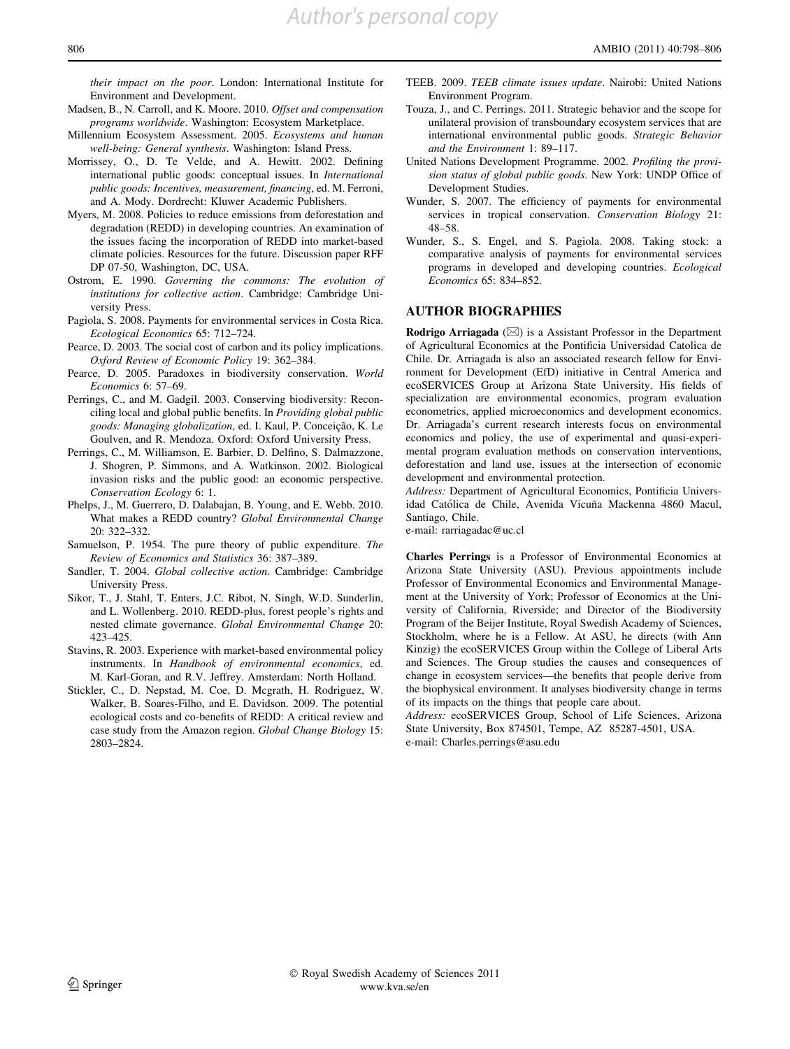*their impact on the poor*. London: International Institute for Environment and Development.

Madsen, B., N. Carroll, and K. Moore. 2010. *Offset and compensation programs worldwide*. Washington: Ecosystem Marketplace.

Millennium Ecosystem Assessment. 2005. *Ecosystems and human well-being: General synthesis*. Washington: Island Press.

Morrissey, O., D. Te Velde, and A. Hewitt. 2002. Defining international public goods: conceptual issues. In *International public goods: Incentives, measurement, financing*, ed. M. Ferroni, and A. Mody. Dordrecht: Kluwer Academic Publishers.

Myers, M. 2008. Policies to reduce emissions from deforestation and degradation (REDD) in developing countries. An examination of the issues facing the incorporation of REDD into market-based climate policies. Resources for the future. Discussion paper RFF DP 07-50, Washington, DC, USA.

Ostrom, E. 1990. *Governing the commons: The evolution of institutions for collective action*. Cambridge: Cambridge University Press.

Pagiola, S. 2008. Payments for environmental services in Costa Rica. *Ecological Economics* 65: 712–724.

Pearce, D. 2003. The social cost of carbon and its policy implications. *Oxford Review of Economic Policy* 19: 362–384.

Pearce, D. 2005. Paradoxes in biodiversity conservation. *World Economics* 6: 57–69.

Perrings, C., and M. Gadgil. 2003. Conserving biodiversity: Reconciling local and global public benefits. In *Providing global public goods: Managing globalization*, ed. I. Kaul, P. Conceição, K. Le Goulven, and R. Mendoza. Oxford: Oxford University Press.

Perrings, C., M. Williamson, E. Barbier, D. Delfino, S. Dalmazzone, J. Shogren, P. Simmons, and A. Watkinson. 2002. Biological invasion risks and the public good: an economic perspective. *Conservation Ecology* 6: 1.

Phelps, J., M. Guerrero, D. Dalabajan, B. Young, and E. Webb. 2010. What makes a REDD country? *Global Environmental Change* 20: 322–332.

Samuelson, P. 1954. The pure theory of public expenditure. *The Review of Economics and Statistics* 36: 387–389.

Sandler, T. 2004. *Global collective action*. Cambridge: Cambridge University Press.

Sikor, T., J. Stahl, T. Enters, J.C. Ribot, N. Singh, W.D. Sunderlin, and L. Wollenberg. 2010. REDD-plus, forest people's rights and nested climate governance. *Global Environmental Change* 20: 423–425.

Stavins, R. 2003. Experience with market-based environmental policy instruments. In *Handbook of environmental economics*, ed. M. Karl-Goran, and R.V. Jeffrey. Amsterdam: North Holland.

Stickler, C., D. Nepstad, M. Coe, D. Mcgrath, H. Rodriguez, W. Walker, B. Soares-Filho, and E. Davidson. 2009. The potential ecological costs and co-benefits of REDD: A critical review and case study from the Amazon region. *Global Change Biology* 15: 2803–2824.

TEEB. 2009. *TEEB climate issues update*. Nairobi: United Nations Environment Program.

Touza, J., and C. Perrings. 2011. Strategic behavior and the scope for unilateral provision of transboundary ecosystem services that are international environmental public goods. *Strategic Behavior and the Environment* 1: 89–117.

United Nations Development Programme. 2002. *Profiling the provision status of global public goods*. New York: UNDP Office of Development Studies.

Wunder, S. 2007. The efficiency of payments for environmental services in tropical conservation. *Conservation Biology* 21: 48–58.

Wunder, S., S. Engel, and S. Pagiola. 2008. Taking stock: a comparative analysis of payments for environmental services programs in developed and developing countries. *Ecological Economics* 65: 834–852.

## AUTHOR BIOGRAPHIES

**Rodrigo Arriagada** (✉) is a Assistant Professor in the Department of Agricultural Economics at the Pontificia Universidad Catolica de Chile. Dr. Arriagada is also an associated research fellow for Environment for Development (EfD) initiative in Central America and ecoSERVICES Group at Arizona State University. His fields of specialization are environmental economics, program evaluation econometrics, applied microeconomics and development economics. Dr. Arriagada's current research interests focus on environmental economics and policy, the use of experimental and quasi-experimental program evaluation methods on conservation interventions, deforestation and land use, issues at the intersection of economic development and environmental protection.

*Address:* Department of Agricultural Economics, Pontificia Universidad Católica de Chile, Avenida Vicuña Mackenna 4860 Macul, Santiago, Chile.

e-mail: rarriagadac@uc.cl

**Charles Perrings** is a Professor of Environmental Economics at Arizona State University (ASU). Previous appointments include Professor of Environmental Economics and Environmental Management at the University of York; Professor of Economics at the University of California, Riverside; and Director of the Biodiversity Program of the Beijer Institute, Royal Swedish Academy of Sciences, Stockholm, where he is a Fellow. At ASU, he directs (with Ann Kinzig) the ecoSERVICES Group within the College of Liberal Arts and Sciences. The Group studies the causes and consequences of change in ecosystem services—the benefits that people derive from the biophysical environment. It analyses biodiversity change in terms of its impacts on the things that people care about.

*Address:* ecoSERVICES Group, School of Life Sciences, Arizona State University, Box 874501, Tempe, AZ 85287-4501, USA.

e-mail: Charles.perrings@asu.edu